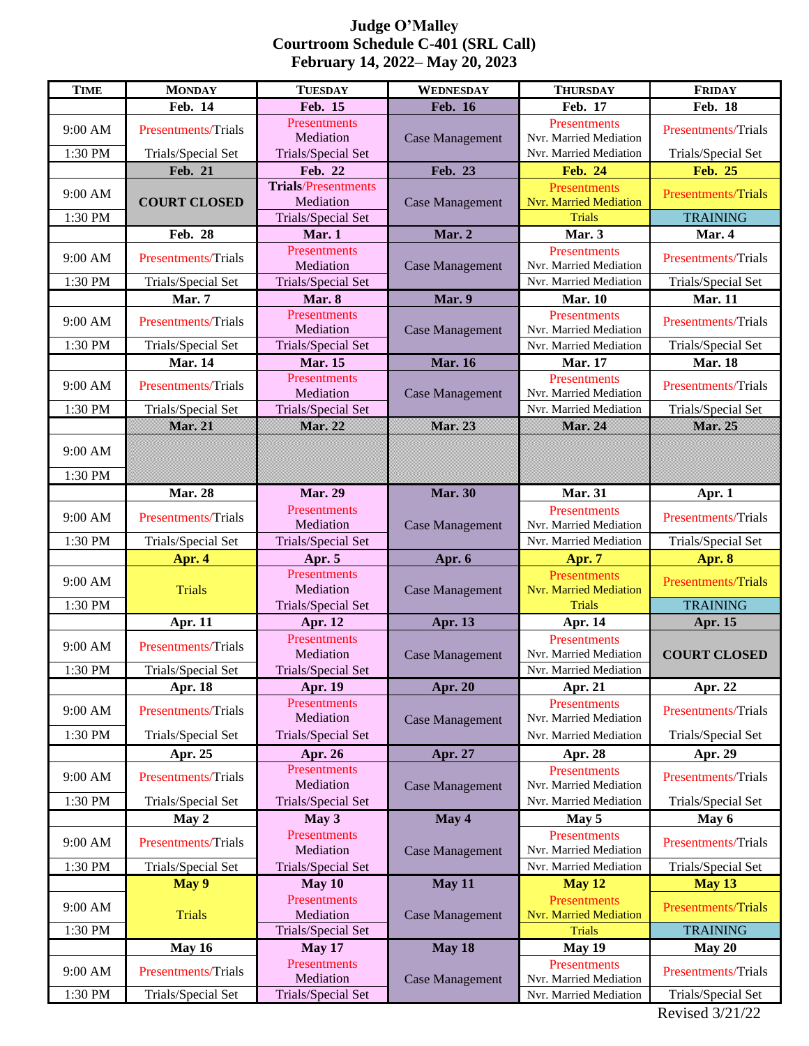# Judge O'Malley
## Courtroom Schedule C-401 (SRL Call)
### February 14, 2022– May 20, 2023

| TIME | MONDAY | TUESDAY | WEDNESDAY | THURSDAY | FRIDAY |
|---|---|---|---|---|---|
| | **Feb. 14** | **Feb. 15** | **Feb. 16** | **Feb. 17** | **Feb. 18** |
| 9:00 AM | Presentments/Trials | Presentments Mediation | Case Management | Presentments Nvr. Married Mediation | Presentments/Trials |
| 1:30 PM | Trials/Special Set | Trials/Special Set | | Nvr. Married Mediation | Trials/Special Set |
| | **Feb. 21** | **Feb. 22** | **Feb. 23** | **Feb. 24** | **Feb. 25** |
| 9:00 AM | **COURT CLOSED** | **Trials**/Presentments Mediation | Case Management | Presentments Nvr. Married Mediation | Presentments/Trials |
| 1:30 PM | | Trials/Special Set | | Trials | TRAINING |
| | **Feb. 28** | **Mar. 1** | **Mar. 2** | **Mar. 3** | **Mar. 4** |
| 9:00 AM | Presentments/Trials | Presentments Mediation | Case Management | Presentments Nvr. Married Mediation | Presentments/Trials |
| 1:30 PM | Trials/Special Set | Trials/Special Set | | Nvr. Married Mediation | Trials/Special Set |
| | **Mar. 7** | **Mar. 8** | **Mar. 9** | **Mar. 10** | **Mar. 11** |
| 9:00 AM | Presentments/Trials | Presentments Mediation | Case Management | Presentments Nvr. Married Mediation | Presentments/Trials |
| 1:30 PM | Trials/Special Set | Trials/Special Set | | Nvr. Married Mediation | Trials/Special Set |
| | **Mar. 14** | **Mar. 15** | **Mar. 16** | **Mar. 17** | **Mar. 18** |
| 9:00 AM | Presentments/Trials | Presentments Mediation | Case Management | Presentments Nvr. Married Mediation | Presentments/Trials |
| 1:30 PM | Trials/Special Set | Trials/Special Set | | Nvr. Married Mediation | Trials/Special Set |
| | **Mar. 21** | **Mar. 22** | **Mar. 23** | **Mar. 24** | **Mar. 25** |
| 9:00 AM | | | | | |
| 1:30 PM | | | | | |
| | **Mar. 28** | **Mar. 29** | **Mar. 30** | **Mar. 31** | **Apr. 1** |
| 9:00 AM | Presentments/Trials | Presentments Mediation | Case Management | Presentments Nvr. Married Mediation | Presentments/Trials |
| 1:30 PM | Trials/Special Set | Trials/Special Set | | Nvr. Married Mediation | Trials/Special Set |
| | **Apr. 4** | **Apr. 5** | **Apr. 6** | **Apr. 7** | **Apr. 8** |
| 9:00 AM | Trials | Presentments Mediation | Case Management | Presentments Nvr. Married Mediation | Presentments/Trials |
| 1:30 PM | | Trials/Special Set | | Trials | TRAINING |
| | **Apr. 11** | **Apr. 12** | **Apr. 13** | **Apr. 14** | **Apr. 15** |
| 9:00 AM | Presentments/Trials | Presentments Mediation | Case Management | Presentments Nvr. Married Mediation | **COURT CLOSED** |
| 1:30 PM | Trials/Special Set | Trials/Special Set | | Nvr. Married Mediation | |
| | **Apr. 18** | **Apr. 19** | **Apr. 20** | **Apr. 21** | **Apr. 22** |
| 9:00 AM | Presentments/Trials | Presentments Mediation | Case Management | Presentments Nvr. Married Mediation | Presentments/Trials |
| 1:30 PM | Trials/Special Set | Trials/Special Set | | Nvr. Married Mediation | Trials/Special Set |
| | **Apr. 25** | **Apr. 26** | **Apr. 27** | **Apr. 28** | **Apr. 29** |
| 9:00 AM | Presentments/Trials | Presentments Mediation | Case Management | Presentments Nvr. Married Mediation | Presentments/Trials |
| 1:30 PM | Trials/Special Set | Trials/Special Set | | Nvr. Married Mediation | Trials/Special Set |
| | **May 2** | **May 3** | **May 4** | **May 5** | **May 6** |
| 9:00 AM | Presentments/Trials | Presentments Mediation | Case Management | Presentments Nvr. Married Mediation | Presentments/Trials |
| 1:30 PM | Trials/Special Set | Trials/Special Set | | Nvr. Married Mediation | Trials/Special Set |
| | **May 9** | **May 10** | **May 11** | **May 12** | **May 13** |
| 9:00 AM | Trials | Presentments Mediation | Case Management | Presentments Nvr. Married Mediation | Presentments/Trials |
| 1:30 PM | | Trials/Special Set | | Trials | TRAINING |
| | **May 16** | **May 17** | **May 18** | **May 19** | **May 20** |
| 9:00 AM | Presentments/Trials | Presentments Mediation | Case Management | Presentments Nvr. Married Mediation | Presentments/Trials |
| 1:30 PM | Trials/Special Set | Trials/Special Set | | Nvr. Married Mediation | Trials/Special Set |

Revised 3/21/22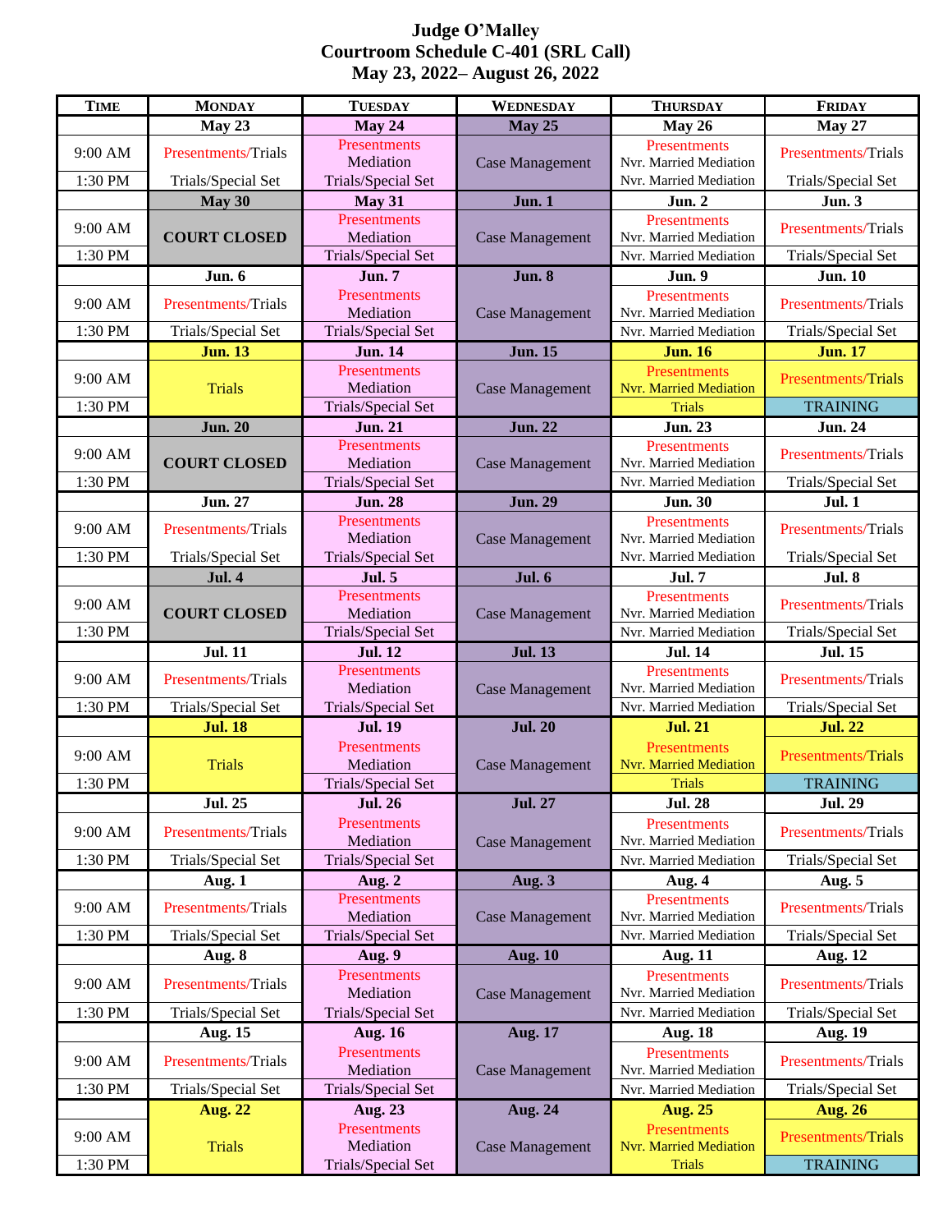# Judge O'Malley
## Courtroom Schedule C-401 (SRL Call)
## May 23, 2022– August 26, 2022

| TIME | MONDAY | TUESDAY | WEDNESDAY | THURSDAY | FRIDAY |
|---|---|---|---|---|---|
| | **May 23** | **May 24** | **May 25** | **May 26** | **May 27** |
| 9:00 AM | Presentments/Trials | Presentments Mediation | Case Management | Presentments Nvr. Married Mediation | Presentments/Trials |
| 1:30 PM | Trials/Special Set | Trials/Special Set | | Nvr. Married Mediation | Trials/Special Set |
| | **May 30** | **May 31** | **Jun. 1** | **Jun. 2** | **Jun. 3** |
| 9:00 AM | **COURT CLOSED** | Presentments Mediation | Case Management | Presentments Nvr. Married Mediation | Presentments/Trials |
| 1:30 PM | | Trials/Special Set | | Nvr. Married Mediation | Trials/Special Set |
| | **Jun. 6** | **Jun. 7** | **Jun. 8** | **Jun. 9** | **Jun. 10** |
| 9:00 AM | Presentments/Trials | Presentments Mediation | Case Management | Presentments Nvr. Married Mediation | Presentments/Trials |
| 1:30 PM | Trials/Special Set | Trials/Special Set | | Nvr. Married Mediation | Trials/Special Set |
| | **Jun. 13** | **Jun. 14** | **Jun. 15** | **Jun. 16** | **Jun. 17** |
| 9:00 AM | Trials | Presentments Mediation | Case Management | Presentments Nvr. Married Mediation | Presentments/Trials |
| 1:30 PM | | Trials/Special Set | | Trials | TRAINING |
| | **Jun. 20** | **Jun. 21** | **Jun. 22** | **Jun. 23** | **Jun. 24** |
| 9:00 AM | **COURT CLOSED** | Presentments Mediation | Case Management | Presentments Nvr. Married Mediation | Presentments/Trials |
| 1:30 PM | | Trials/Special Set | | Nvr. Married Mediation | Trials/Special Set |
| | **Jun. 27** | **Jun. 28** | **Jun. 29** | **Jun. 30** | **Jul. 1** |
| 9:00 AM | Presentments/Trials | Presentments Mediation | Case Management | Presentments Nvr. Married Mediation | Presentments/Trials |
| 1:30 PM | Trials/Special Set | Trials/Special Set | | Nvr. Married Mediation | Trials/Special Set |
| | **Jul. 4** | **Jul. 5** | **Jul. 6** | **Jul. 7** | **Jul. 8** |
| 9:00 AM | **COURT CLOSED** | Presentments Mediation | Case Management | Presentments Nvr. Married Mediation | Presentments/Trials |
| 1:30 PM | | Trials/Special Set | | Nvr. Married Mediation | Trials/Special Set |
| | **Jul. 11** | **Jul. 12** | **Jul. 13** | **Jul. 14** | **Jul. 15** |
| 9:00 AM | Presentments/Trials | Presentments Mediation | Case Management | Presentments Nvr. Married Mediation | Presentments/Trials |
| 1:30 PM | Trials/Special Set | Trials/Special Set | | Nvr. Married Mediation | Trials/Special Set |
| | **Jul. 18** | **Jul. 19** | **Jul. 20** | **Jul. 21** | **Jul. 22** |
| 9:00 AM | Trials | Presentments Mediation | Case Management | Presentments Nvr. Married Mediation | Presentments/Trials |
| 1:30 PM | | Trials/Special Set | | Trials | TRAINING |
| | **Jul. 25** | **Jul. 26** | **Jul. 27** | **Jul. 28** | **Jul. 29** |
| 9:00 AM | Presentments/Trials | Presentments Mediation | Case Management | Presentments Nvr. Married Mediation | Presentments/Trials |
| 1:30 PM | Trials/Special Set | Trials/Special Set | | Nvr. Married Mediation | Trials/Special Set |
| | **Aug. 1** | **Aug. 2** | **Aug. 3** | **Aug. 4** | **Aug. 5** |
| 9:00 AM | Presentments/Trials | Presentments Mediation | Case Management | Presentments Nvr. Married Mediation | Presentments/Trials |
| 1:30 PM | Trials/Special Set | Trials/Special Set | | Nvr. Married Mediation | Trials/Special Set |
| | **Aug. 8** | **Aug. 9** | **Aug. 10** | **Aug. 11** | **Aug. 12** |
| 9:00 AM | Presentments/Trials | Presentments Mediation | Case Management | Presentments Nvr. Married Mediation | Presentments/Trials |
| 1:30 PM | Trials/Special Set | Trials/Special Set | | Nvr. Married Mediation | Trials/Special Set |
| | **Aug. 15** | **Aug. 16** | **Aug. 17** | **Aug. 18** | **Aug. 19** |
| 9:00 AM | Presentments/Trials | Presentments Mediation | Case Management | Presentments Nvr. Married Mediation | Presentments/Trials |
| 1:30 PM | Trials/Special Set | Trials/Special Set | | Nvr. Married Mediation | Trials/Special Set |
| | **Aug. 22** | **Aug. 23** | **Aug. 24** | **Aug. 25** | **Aug. 26** |
| 9:00 AM | Trials | Presentments Mediation | Case Management | Presentments Nvr. Married Mediation | Presentments/Trials |
| 1:30 PM | | Trials/Special Set | | Trials | TRAINING |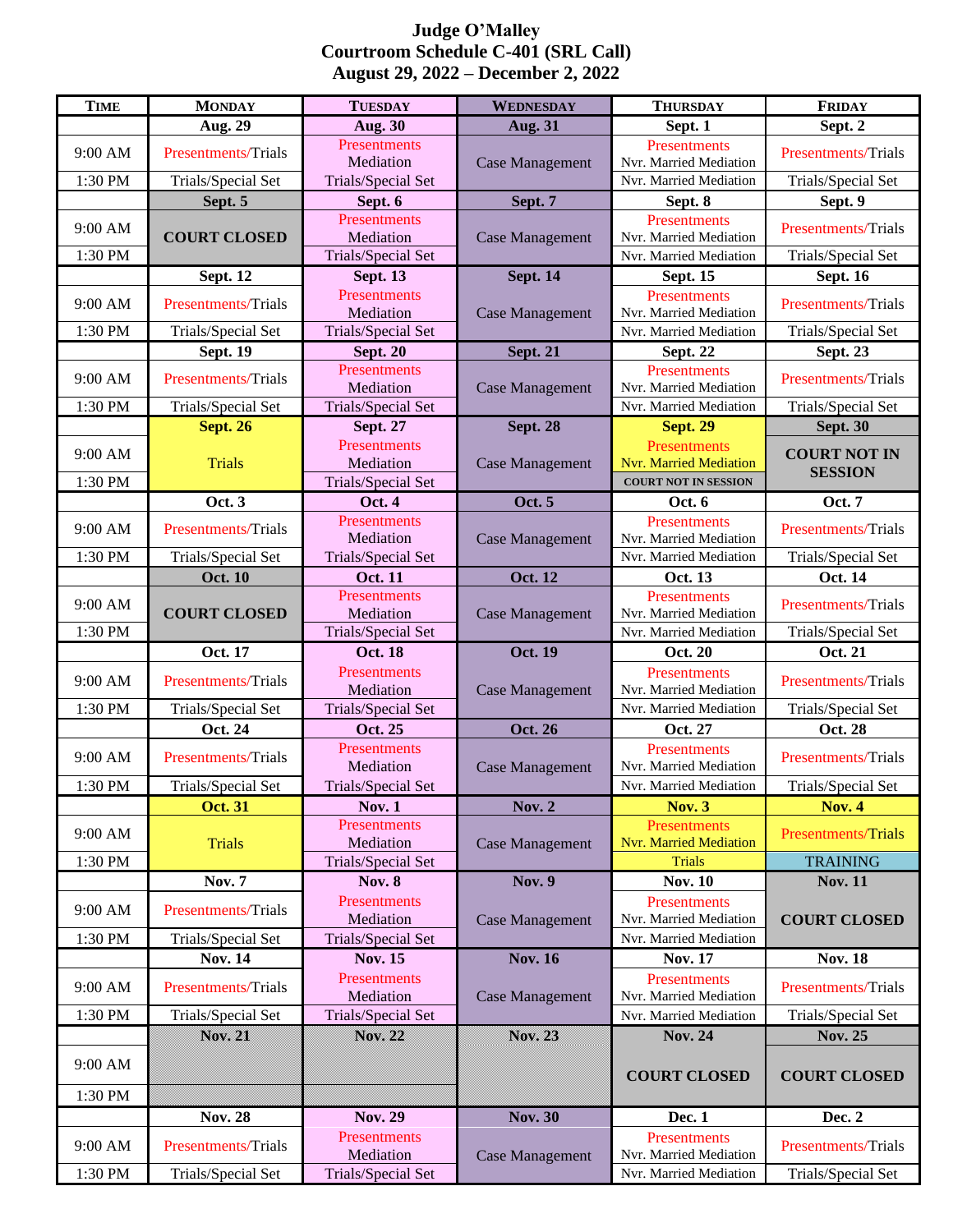# Judge O'Malley
## Courtroom Schedule C-401 (SRL Call)
## August 29, 2022 – December 2, 2022

| TIME | MONDAY | TUESDAY | WEDNESDAY | THURSDAY | FRIDAY |
|---|---|---|---|---|---|
| | **Aug. 29** | **Aug. 30** | **Aug. 31** | **Sept. 1** | **Sept. 2** |
| 9:00 AM | Presentments/Trials | Presentments Mediation | Case Management | Presentments Nvr. Married Mediation | Presentments/Trials |
| 1:30 PM | Trials/Special Set | Trials/Special Set | | Nvr. Married Mediation | Trials/Special Set |
| | **Sept. 5** | **Sept. 6** | **Sept. 7** | **Sept. 8** | **Sept. 9** |
| 9:00 AM | **COURT CLOSED** | Presentments Mediation | Case Management | Presentments Nvr. Married Mediation | Presentments/Trials |
| 1:30 PM | | Trials/Special Set | | Nvr. Married Mediation | Trials/Special Set |
| | **Sept. 12** | **Sept. 13** | **Sept. 14** | **Sept. 15** | **Sept. 16** |
| 9:00 AM | Presentments/Trials | Presentments Mediation | Case Management | Presentments Nvr. Married Mediation | Presentments/Trials |
| 1:30 PM | Trials/Special Set | Trials/Special Set | | Nvr. Married Mediation | Trials/Special Set |
| | **Sept. 19** | **Sept. 20** | **Sept. 21** | **Sept. 22** | **Sept. 23** |
| 9:00 AM | Presentments/Trials | Presentments Mediation | Case Management | Presentments Nvr. Married Mediation | Presentments/Trials |
| 1:30 PM | Trials/Special Set | Trials/Special Set | | Nvr. Married Mediation | Trials/Special Set |
| | **Sept. 26** | **Sept. 27** | **Sept. 28** | **Sept. 29** | **Sept. 30** |
| 9:00 AM | Trials | Presentments Mediation | Case Management | Presentments Nvr. Married Mediation | **COURT NOT IN SESSION** |
| 1:30 PM | | Trials/Special Set | | COURT NOT IN SESSION | |
| | **Oct. 3** | **Oct. 4** | **Oct. 5** | **Oct. 6** | **Oct. 7** |
| 9:00 AM | Presentments/Trials | Presentments Mediation | Case Management | Presentments Nvr. Married Mediation | Presentments/Trials |
| 1:30 PM | Trials/Special Set | Trials/Special Set | | Nvr. Married Mediation | Trials/Special Set |
| | **Oct. 10** | **Oct. 11** | **Oct. 12** | **Oct. 13** | **Oct. 14** |
| 9:00 AM | **COURT CLOSED** | Presentments Mediation | Case Management | Presentments Nvr. Married Mediation | Presentments/Trials |
| 1:30 PM | | Trials/Special Set | | Nvr. Married Mediation | Trials/Special Set |
| | **Oct. 17** | **Oct. 18** | **Oct. 19** | **Oct. 20** | **Oct. 21** |
| 9:00 AM | Presentments/Trials | Presentments Mediation | Case Management | Presentments Nvr. Married Mediation | Presentments/Trials |
| 1:30 PM | Trials/Special Set | Trials/Special Set | | Nvr. Married Mediation | Trials/Special Set |
| | **Oct. 24** | **Oct. 25** | **Oct. 26** | **Oct. 27** | **Oct. 28** |
| 9:00 AM | Presentments/Trials | Presentments Mediation | Case Management | Presentments Nvr. Married Mediation | Presentments/Trials |
| 1:30 PM | Trials/Special Set | Trials/Special Set | | Nvr. Married Mediation | Trials/Special Set |
| | **Oct. 31** | **Nov. 1** | **Nov. 2** | **Nov. 3** | **Nov. 4** |
| 9:00 AM | Trials | Presentments Mediation | Case Management | Presentments Nvr. Married Mediation | Presentments/Trials |
| 1:30 PM | | Trials/Special Set | | Trials | TRAINING |
| | **Nov. 7** | **Nov. 8** | **Nov. 9** | **Nov. 10** | **Nov. 11** |
| 9:00 AM | Presentments/Trials | Presentments Mediation | Case Management | Presentments Nvr. Married Mediation | **COURT CLOSED** |
| 1:30 PM | Trials/Special Set | Trials/Special Set | | Nvr. Married Mediation | |
| | **Nov. 14** | **Nov. 15** | **Nov. 16** | **Nov. 17** | **Nov. 18** |
| 9:00 AM | Presentments/Trials | Presentments Mediation | Case Management | Presentments Nvr. Married Mediation | Presentments/Trials |
| 1:30 PM | Trials/Special Set | Trials/Special Set | | Nvr. Married Mediation | Trials/Special Set |
| | **Nov. 21** | **Nov. 22** | **Nov. 23** | **Nov. 24** | **Nov. 25** |
| 9:00 AM | | | | **COURT CLOSED** | **COURT CLOSED** |
| 1:30 PM | | | | | |
| | **Nov. 28** | **Nov. 29** | **Nov. 30** | **Dec. 1** | **Dec. 2** |
| 9:00 AM | Presentments/Trials | Presentments Mediation | Case Management | Presentments Nvr. Married Mediation | Presentments/Trials |
| 1:30 PM | Trials/Special Set | Trials/Special Set | | Nvr. Married Mediation | Trials/Special Set |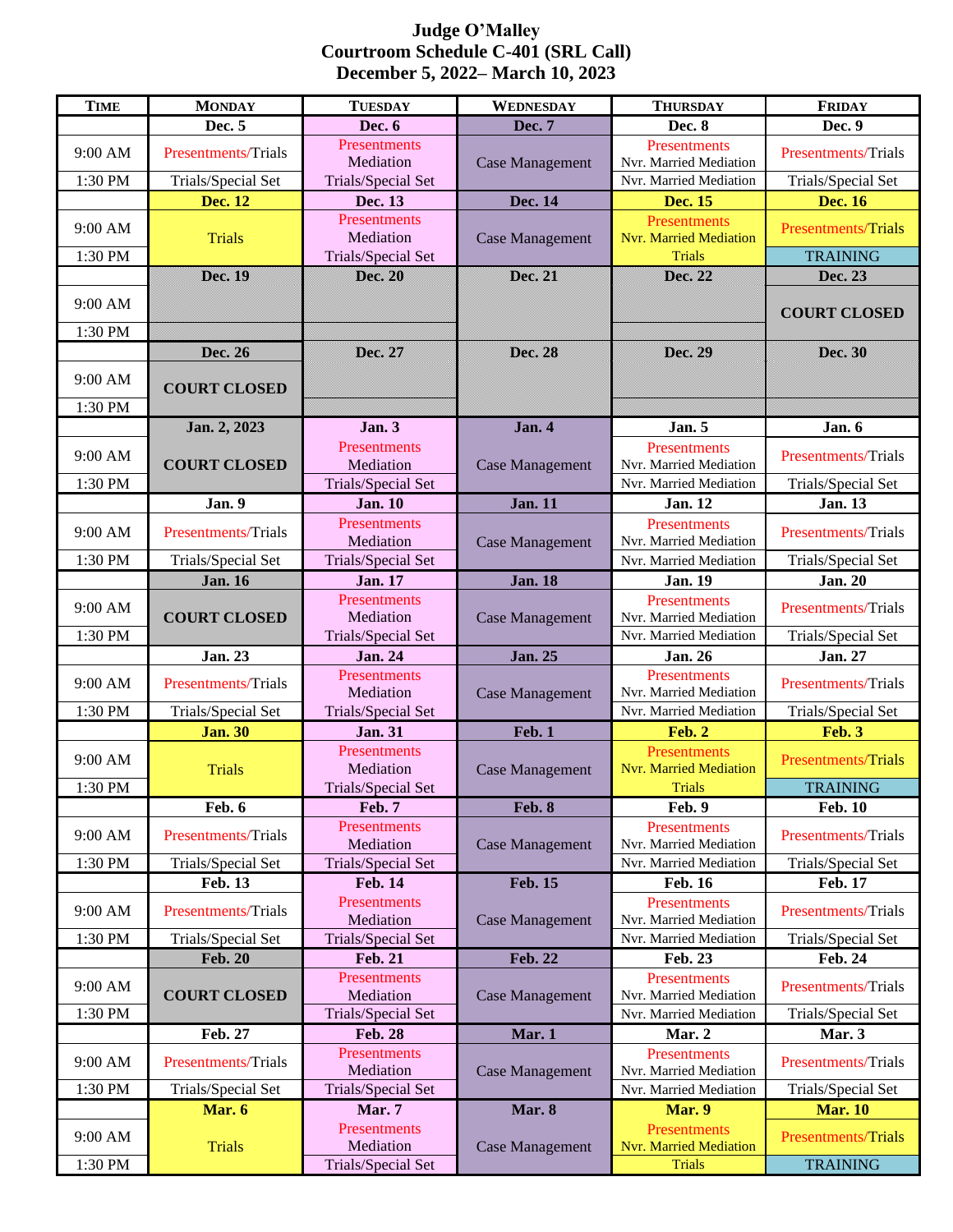**Judge O'Malley**
**Courtroom Schedule C-401 (SRL Call)**
**December 5, 2022– March 10, 2023**

| TIME | MONDAY | TUESDAY | WEDNESDAY | THURSDAY | FRIDAY |
|---|---|---|---|---|---|
| | **Dec. 5** | **Dec. 6** | **Dec. 7** | **Dec. 8** | **Dec. 9** |
| 9:00 AM | Presentments/Trials | Presentments Mediation | Case Management | Presentments Nvr. Married Mediation | Presentments/Trials |
| 1:30 PM | Trials/Special Set | Trials/Special Set | | Nvr. Married Mediation | Trials/Special Set |
| | **Dec. 12** | **Dec. 13** | **Dec. 14** | **Dec. 15** | **Dec. 16** |
| 9:00 AM | Trials | Presentments Mediation | Case Management | Presentments Nvr. Married Mediation | Presentments/Trials |
| 1:30 PM | | Trials/Special Set | | Trials | TRAINING |
| | **Dec. 19** | **Dec. 20** | **Dec. 21** | **Dec. 22** | **Dec. 23** |
| 9:00 AM | | | | | **COURT CLOSED** |
| 1:30 PM | | | | | |
| | **Dec. 26** | **Dec. 27** | **Dec. 28** | **Dec. 29** | **Dec. 30** |
| 9:00 AM | **COURT CLOSED** | | | | |
| 1:30 PM | | | | | |
| | **Jan. 2, 2023** | **Jan. 3** | **Jan. 4** | **Jan. 5** | **Jan. 6** |
| 9:00 AM | **COURT CLOSED** | Presentments Mediation | Case Management | Presentments Nvr. Married Mediation | Presentments/Trials |
| 1:30 PM | | Trials/Special Set | | Nvr. Married Mediation | Trials/Special Set |
| | **Jan. 9** | **Jan. 10** | **Jan. 11** | **Jan. 12** | **Jan. 13** |
| 9:00 AM | Presentments/Trials | Presentments Mediation | Case Management | Presentments Nvr. Married Mediation | Presentments/Trials |
| 1:30 PM | Trials/Special Set | Trials/Special Set | | Nvr. Married Mediation | Trials/Special Set |
| | **Jan. 16** | **Jan. 17** | **Jan. 18** | **Jan. 19** | **Jan. 20** |
| 9:00 AM | **COURT CLOSED** | Presentments Mediation | Case Management | Presentments Nvr. Married Mediation | Presentments/Trials |
| 1:30 PM | | Trials/Special Set | | Nvr. Married Mediation | Trials/Special Set |
| | **Jan. 23** | **Jan. 24** | **Jan. 25** | **Jan. 26** | **Jan. 27** |
| 9:00 AM | Presentments/Trials | Presentments Mediation | Case Management | Presentments Nvr. Married Mediation | Presentments/Trials |
| 1:30 PM | Trials/Special Set | Trials/Special Set | | Nvr. Married Mediation | Trials/Special Set |
| | **Jan. 30** | **Jan. 31** | **Feb. 1** | **Feb. 2** | **Feb. 3** |
| 9:00 AM | Trials | Presentments Mediation | Case Management | Presentments Nvr. Married Mediation | Presentments/Trials |
| 1:30 PM | | Trials/Special Set | | Trials | TRAINING |
| | **Feb. 6** | **Feb. 7** | **Feb. 8** | **Feb. 9** | **Feb. 10** |
| 9:00 AM | Presentments/Trials | Presentments Mediation | Case Management | Presentments Nvr. Married Mediation | Presentments/Trials |
| 1:30 PM | Trials/Special Set | Trials/Special Set | | Nvr. Married Mediation | Trials/Special Set |
| | **Feb. 13** | **Feb. 14** | **Feb. 15** | **Feb. 16** | **Feb. 17** |
| 9:00 AM | Presentments/Trials | Presentments Mediation | Case Management | Presentments Nvr. Married Mediation | Presentments/Trials |
| 1:30 PM | Trials/Special Set | Trials/Special Set | | Nvr. Married Mediation | Trials/Special Set |
| | **Feb. 20** | **Feb. 21** | **Feb. 22** | **Feb. 23** | **Feb. 24** |
| 9:00 AM | **COURT CLOSED** | Presentments Mediation | Case Management | Presentments Nvr. Married Mediation | Presentments/Trials |
| 1:30 PM | | Trials/Special Set | | Nvr. Married Mediation | Trials/Special Set |
| | **Feb. 27** | **Feb. 28** | **Mar. 1** | **Mar. 2** | **Mar. 3** |
| 9:00 AM | Presentments/Trials | Presentments Mediation | Case Management | Presentments Nvr. Married Mediation | Presentments/Trials |
| 1:30 PM | Trials/Special Set | Trials/Special Set | | Nvr. Married Mediation | Trials/Special Set |
| | **Mar. 6** | **Mar. 7** | **Mar. 8** | **Mar. 9** | **Mar. 10** |
| 9:00 AM | Trials | Presentments Mediation | Case Management | Presentments Nvr. Married Mediation | Presentments/Trials |
| 1:30 PM | | Trials/Special Set | | Trials | TRAINING |